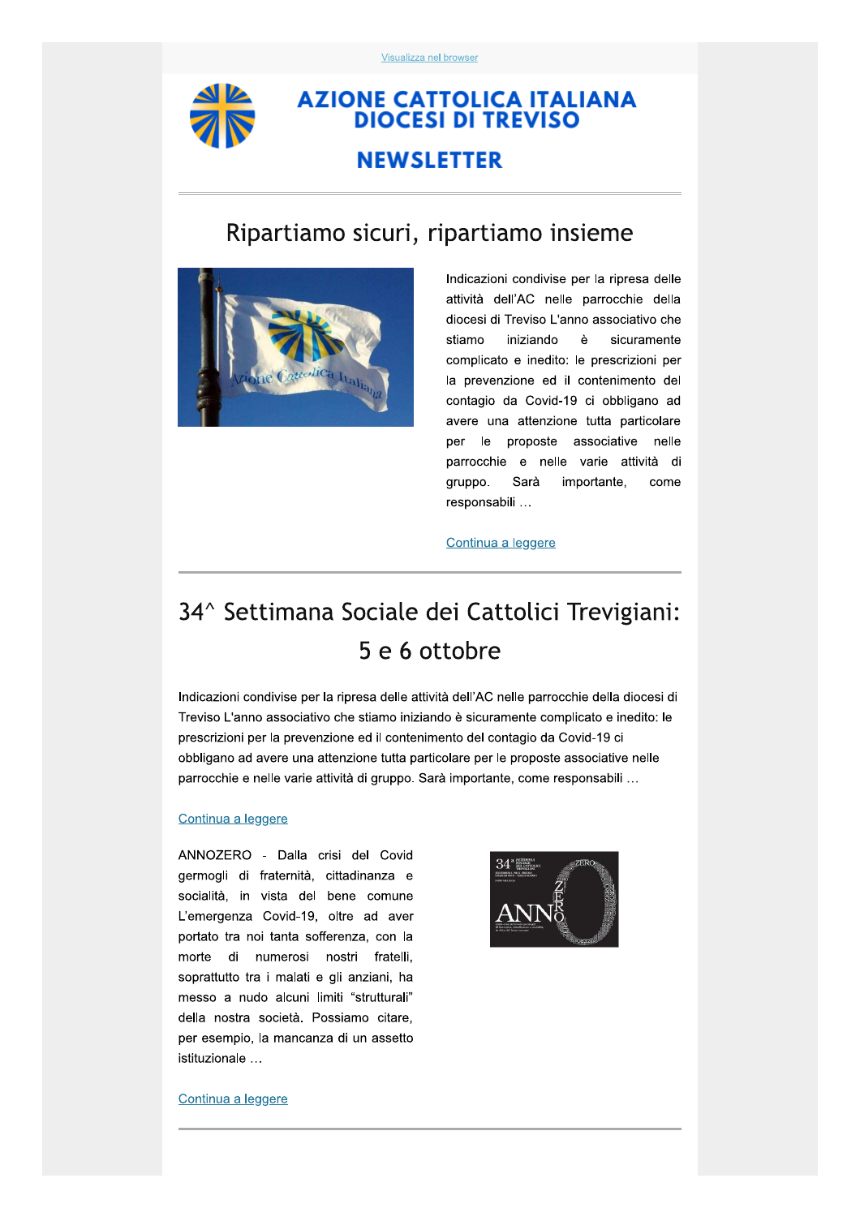Visualizza nel browser

# AZIONE CATTOLICA ITALIANA
# DIOCESI DI TREVISO

## NEWSLETTER

---

## Ripartiamo sicuri, ripartiamo insieme

Indicazioni condivise per la ripresa delle attività dell'AC nelle parrocchie della diocesi di Treviso L'anno associativo che stiamo iniziando è sicuramente complicato e inedito: le prescrizioni per la prevenzione ed il contenimento del contagio da Covid-19 ci obbligano ad avere una attenzione tutta particolare per le proposte associative nelle parrocchie e nelle varie attività di gruppo. Sarà importante, come responsabili …

Continua a leggere

---

## 34^ Settimana Sociale dei Cattolici Trevigiani: 5 e 6 ottobre

Indicazioni condivise per la ripresa delle attività dell'AC nelle parrocchie della diocesi di Treviso L'anno associativo che stiamo iniziando è sicuramente complicato e inedito: le prescrizioni per la prevenzione ed il contenimento del contagio da Covid-19 ci obbligano ad avere una attenzione tutta particolare per le proposte associative nelle parrocchie e nelle varie attività di gruppo. Sarà importante, come responsabili …

Continua a leggere

ANNOZERO - Dalla crisi del Covid germogli di fraternità, cittadinanza e socialità, in vista del bene comune L'emergenza Covid-19, oltre ad aver portato tra noi tanta sofferenza, con la morte di numerosi nostri fratelli, soprattutto tra i malati e gli anziani, ha messo a nudo alcuni limiti "strutturali" della nostra società. Possiamo citare, per esempio, la mancanza di un assetto istituzionale …

Continua a leggere

---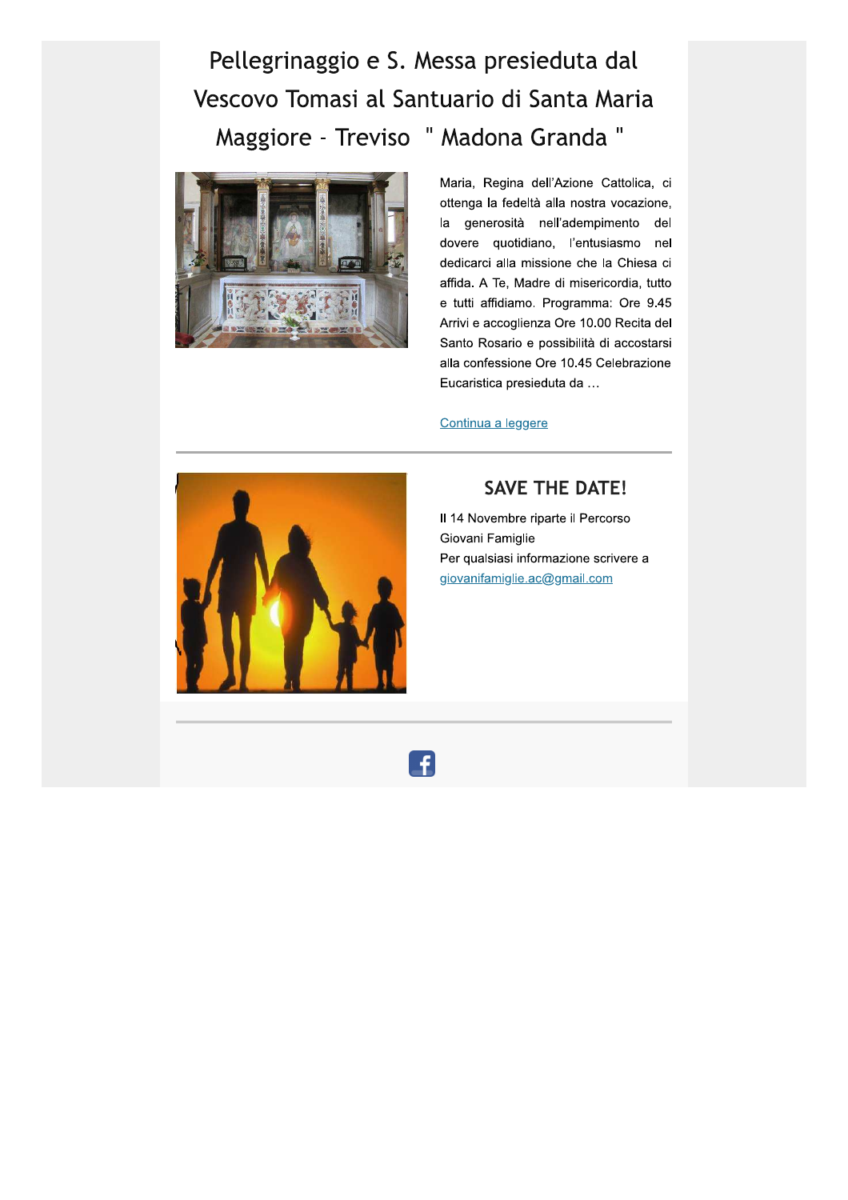# Pellegrinaggio e S. Messa presieduta dal Vescovo Tomasi al Santuario di Santa Maria Maggiore - Treviso " Madona Granda "

Maria, Regina dell'Azione Cattolica, ci ottenga la fedeltà alla nostra vocazione, la generosità nell'adempimento del dovere quotidiano, l'entusiasmo nel dedicarci alla missione che la Chiesa ci affida. A Te, Madre di misericordia, tutto e tutti affidiamo. Programma: Ore 9.45 Arrivi e accoglienza Ore 10.00 Recita del Santo Rosario e possibilità di accostarsi alla confessione Ore 10.45 Celebrazione Eucaristica presieduta da …

Continua a leggere

---

## SAVE THE DATE!

Il 14 Novembre riparte il Percorso Giovani Famiglie
Per qualsiasi informazione scrivere a giovanifamiglie.ac@gmail.com